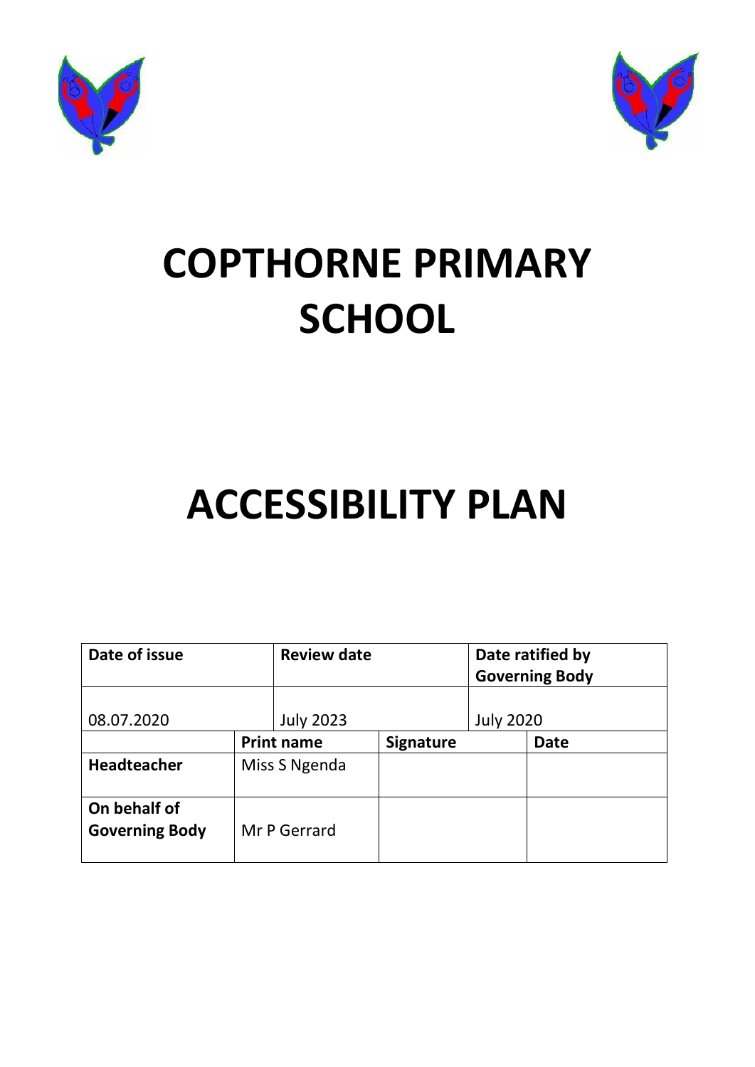# COPTHORNE PRIMARY SCHOOL

# ACCESSIBILITY PLAN

| Date of issue | | Review date | | Date ratified by Governing Body | |
|---|---|---|---|---|---|
| 08.07.2020 | | July 2023 | | July 2020 | |
| | **Print name** | | **Signature** | | **Date** |
| **Headteacher** | Miss S Ngenda | | | | |
| **On behalf of Governing Body** | Mr P Gerrard | | | | |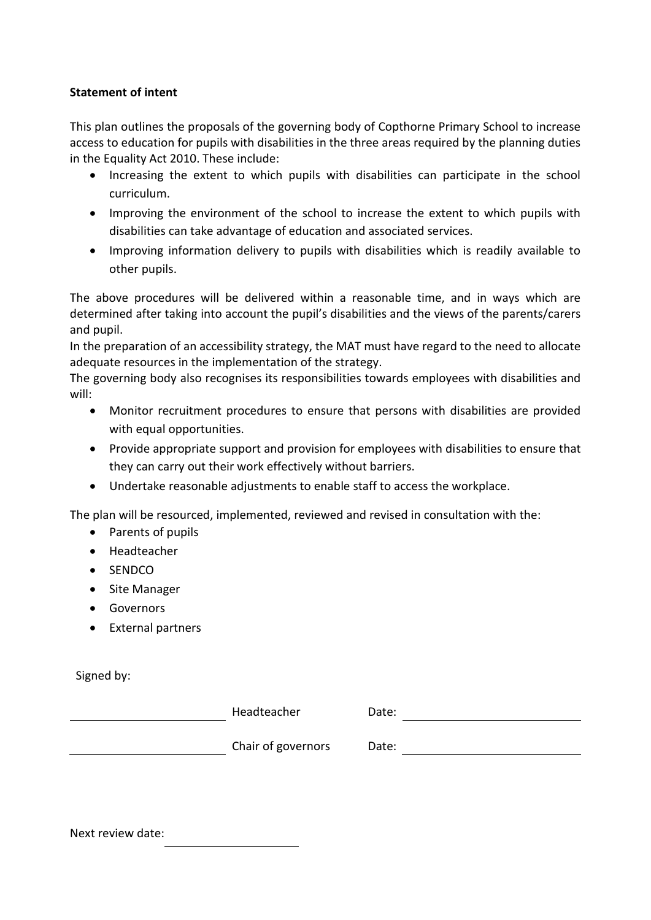**Statement of intent**

This plan outlines the proposals of the governing body of Copthorne Primary School to increase access to education for pupils with disabilities in the three areas required by the planning duties in the Equality Act 2010. These include:

- Increasing the extent to which pupils with disabilities can participate in the school curriculum.
- Improving the environment of the school to increase the extent to which pupils with disabilities can take advantage of education and associated services.
- Improving information delivery to pupils with disabilities which is readily available to other pupils.

The above procedures will be delivered within a reasonable time, and in ways which are determined after taking into account the pupil's disabilities and the views of the parents/carers and pupil.

In the preparation of an accessibility strategy, the MAT must have regard to the need to allocate adequate resources in the implementation of the strategy.

The governing body also recognises its responsibilities towards employees with disabilities and will:

- Monitor recruitment procedures to ensure that persons with disabilities are provided with equal opportunities.
- Provide appropriate support and provision for employees with disabilities to ensure that they can carry out their work effectively without barriers.
- Undertake reasonable adjustments to enable staff to access the workplace.

The plan will be resourced, implemented, reviewed and revised in consultation with the:

- Parents of pupils
- Headteacher
- SENDCO
- Site Manager
- Governors
- External partners

Signed by:

| | | | |
|---|---|---|---|
| ______________________ | Headteacher | Date: | ______________________ |
| ______________________ | Chair of governors | Date: | ______________________ |

Next review date: ______________________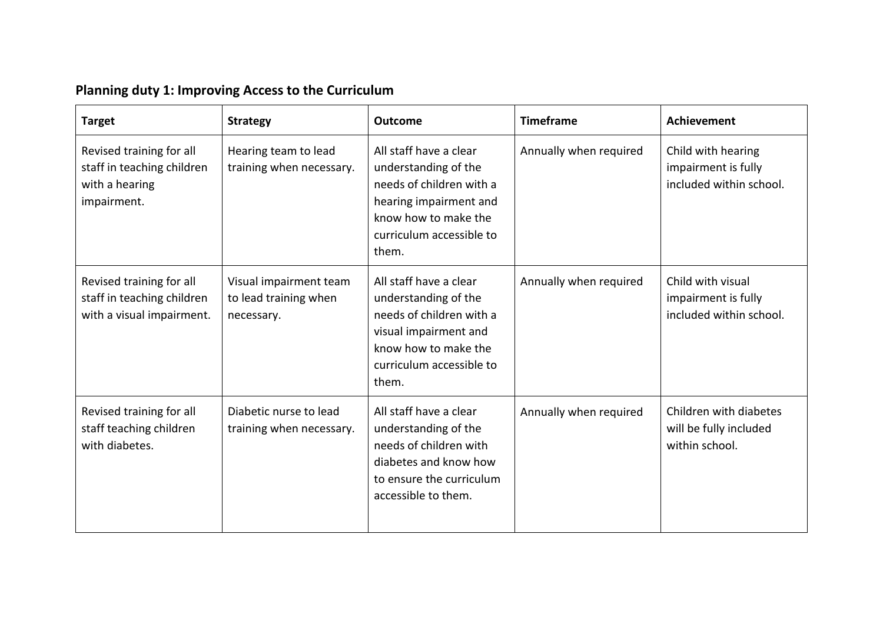**Planning duty 1: Improving Access to the Curriculum**

| Target | Strategy | Outcome | Timeframe | Achievement |
| --- | --- | --- | --- | --- |
| Revised training for all staff in teaching children with a hearing impairment. | Hearing team to lead training when necessary. | All staff have a clear understanding of the needs of children with a hearing impairment and know how to make the curriculum accessible to them. | Annually when required | Child with hearing impairment is fully included within school. |
| Revised training for all staff in teaching children with a visual impairment. | Visual impairment team to lead training when necessary. | All staff have a clear understanding of the needs of children with a visual impairment and know how to make the curriculum accessible to them. | Annually when required | Child with visual impairment is fully included within school. |
| Revised training for all staff teaching children with diabetes. | Diabetic nurse to lead training when necessary. | All staff have a clear understanding of the needs of children with diabetes and know how to ensure the curriculum accessible to them. | Annually when required | Children with diabetes will be fully included within school. |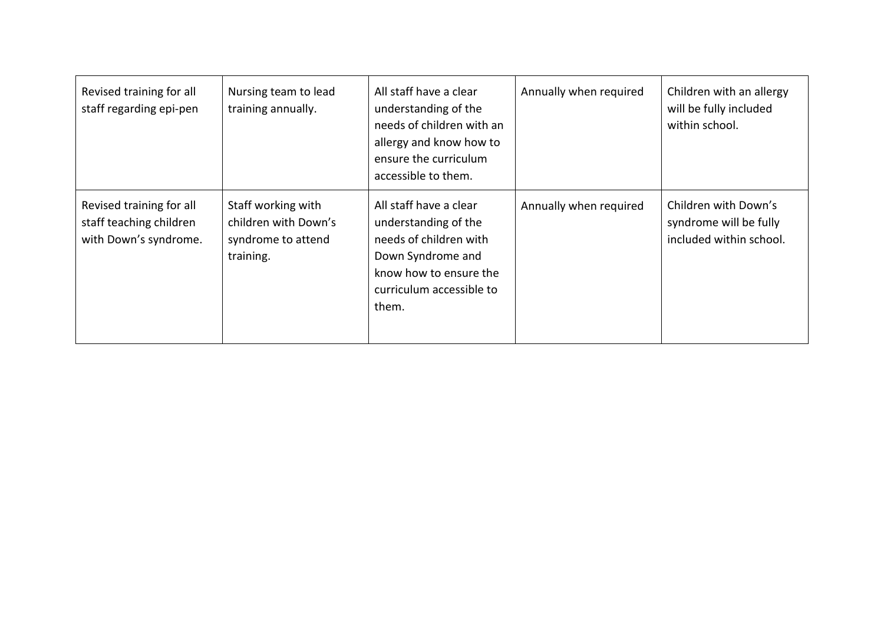| | | | | |
|---|---|---|---|---|
| Revised training for all staff regarding epi-pen | Nursing team to lead training annually. | All staff have a clear understanding of the needs of children with an allergy and know how to ensure the curriculum accessible to them. | Annually when required | Children with an allergy will be fully included within school. |
| Revised training for all staff teaching children with Down's syndrome. | Staff working with children with Down's syndrome to attend training. | All staff have a clear understanding of the needs of children with Down Syndrome and know how to ensure the curriculum accessible to them. | Annually when required | Children with Down's syndrome will be fully included within school. |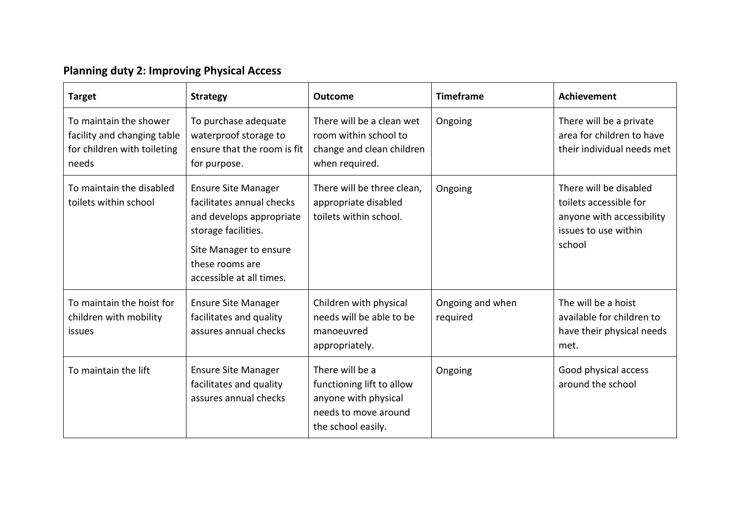## Planning duty 2: Improving Physical Access

| Target | Strategy | Outcome | Timeframe | Achievement |
|---|---|---|---|---|
| To maintain the shower facility and changing table for children with toileting needs | To purchase adequate waterproof storage to ensure that the room is fit for purpose. | There will be a clean wet room within school to change and clean children when required. | Ongoing | There will be a private area for children to have their individual needs met |
| To maintain the disabled toilets within school | Ensure Site Manager facilitates annual checks and develops appropriate storage facilities.<br><br>Site Manager to ensure these rooms are accessible at all times. | There will be three clean, appropriate disabled toilets within school. | Ongoing | There will be disabled toilets accessible for anyone with accessibility issues to use within school |
| To maintain the hoist for children with mobility issues | Ensure Site Manager facilitates and quality assures annual checks | Children with physical needs will be able to be manoeuvred appropriately. | Ongoing and when required | The will be a hoist available for children to have their physical needs met. |
| To maintain the lift | Ensure Site Manager facilitates and quality assures annual checks | There will be a functioning lift to allow anyone with physical needs to move around the school easily. | Ongoing | Good physical access around the school |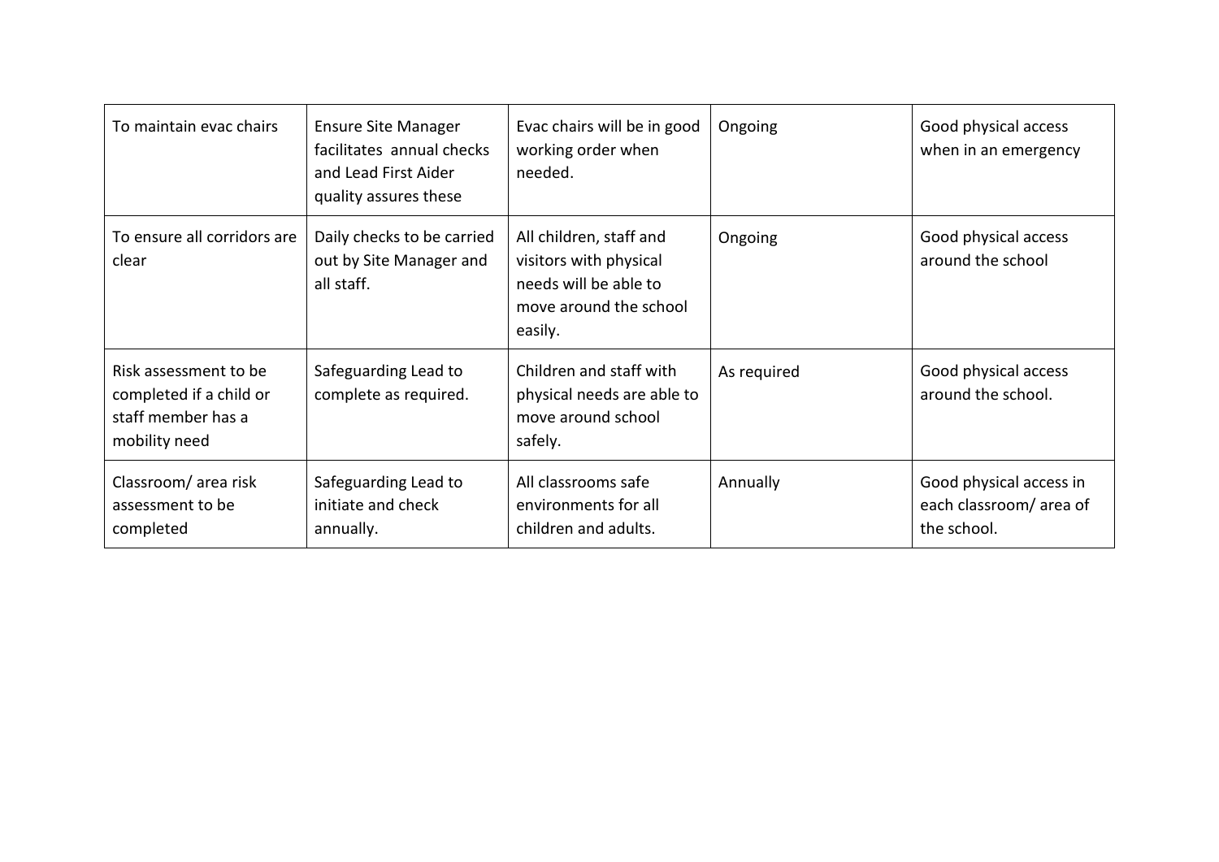| | | | | |
|---|---|---|---|---|
| To maintain evac chairs | Ensure Site Manager facilitates annual checks and Lead First Aider quality assures these | Evac chairs will be in good working order when needed. | Ongoing | Good physical access when in an emergency |
| To ensure all corridors are clear | Daily checks to be carried out by Site Manager and all staff. | All children, staff and visitors with physical needs will be able to move around the school easily. | Ongoing | Good physical access around the school |
| Risk assessment to be completed if a child or staff member has a mobility need | Safeguarding Lead to complete as required. | Children and staff with physical needs are able to move around school safely. | As required | Good physical access around the school. |
| Classroom/ area risk assessment to be completed | Safeguarding Lead to initiate and check annually. | All classrooms safe environments for all children and adults. | Annually | Good physical access in each classroom/ area of the school. |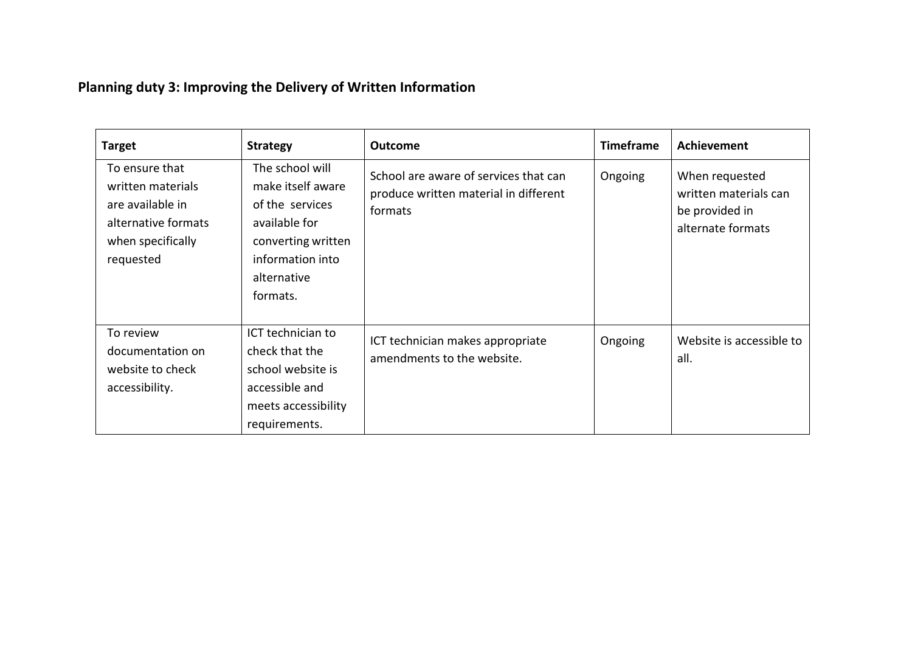**Planning duty 3: Improving the Delivery of Written Information**

| Target | Strategy | Outcome | Timeframe | Achievement |
|---|---|---|---|---|
| To ensure that written materials are available in alternative formats when specifically requested | The school will make itself aware of the services available for converting written information into alternative formats. | School are aware of services that can produce written material in different formats | Ongoing | When requested written materials can be provided in alternate formats |
| To review documentation on website to check accessibility. | ICT technician to check that the school website is accessible and meets accessibility requirements. | ICT technician makes appropriate amendments to the website. | Ongoing | Website is accessible to all. |